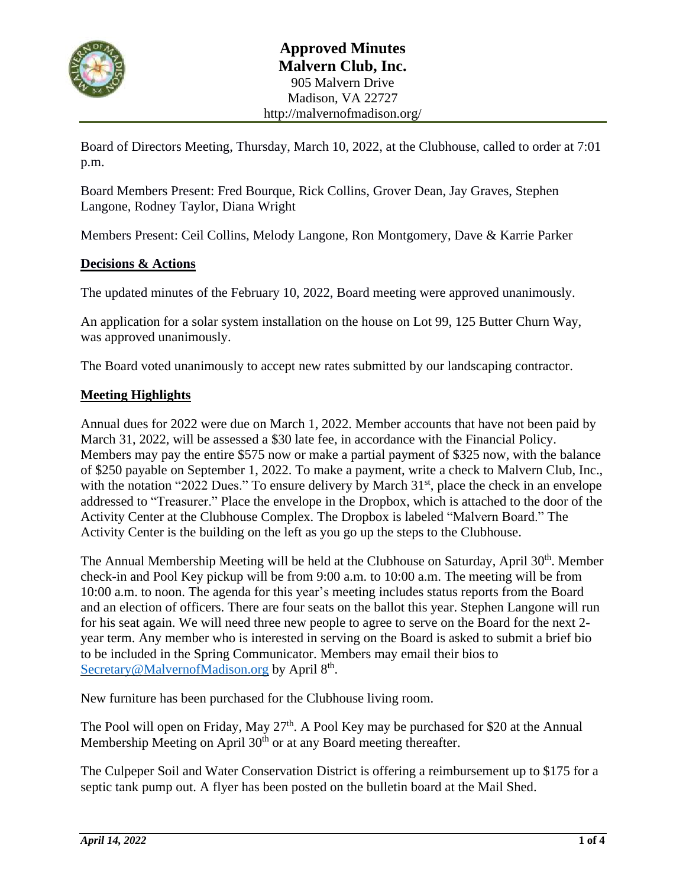# Approved Minutes

## Malvern Club, Inc.

905 Malvern Drive
Madison, VA 22727
http://malvernofmadison.org/

Board of Directors Meeting, Thursday, March 10, 2022, at the Clubhouse, called to order at 7:01 p.m.

Board Members Present: Fred Bourque, Rick Collins, Grover Dean, Jay Graves, Stephen Langone, Rodney Taylor, Diana Wright

Members Present: Ceil Collins, Melody Langone, Ron Montgomery, Dave & Karrie Parker

### Decisions & Actions

The updated minutes of the February 10, 2022, Board meeting were approved unanimously.

An application for a solar system installation on the house on Lot 99, 125 Butter Churn Way, was approved unanimously.

The Board voted unanimously to accept new rates submitted by our landscaping contractor.

### Meeting Highlights

Annual dues for 2022 were due on March 1, 2022. Member accounts that have not been paid by March 31, 2022, will be assessed a $30 late fee, in accordance with the Financial Policy. Members may pay the entire $575 now or make a partial payment of $325 now, with the balance of $250 payable on September 1, 2022. To make a payment, write a check to Malvern Club, Inc., with the notation "2022 Dues." To ensure delivery by March 31st, place the check in an envelope addressed to "Treasurer." Place the envelope in the Dropbox, which is attached to the door of the Activity Center at the Clubhouse Complex. The Dropbox is labeled "Malvern Board." The Activity Center is the building on the left as you go up the steps to the Clubhouse.

The Annual Membership Meeting will be held at the Clubhouse on Saturday, April 30th. Member check-in and Pool Key pickup will be from 9:00 a.m. to 10:00 a.m. The meeting will be from 10:00 a.m. to noon. The agenda for this year's meeting includes status reports from the Board and an election of officers. There are four seats on the ballot this year. Stephen Langone will run for his seat again. We will need three new people to agree to serve on the Board for the next 2-year term. Any member who is interested in serving on the Board is asked to submit a brief bio to be included in the Spring Communicator. Members may email their bios to Secretary@MalvernofMadison.org by April 8th.

New furniture has been purchased for the Clubhouse living room.

The Pool will open on Friday, May 27th. A Pool Key may be purchased for $20 at the Annual Membership Meeting on April 30th or at any Board meeting thereafter.

The Culpeper Soil and Water Conservation District is offering a reimbursement up to $175 for a septic tank pump out. A flyer has been posted on the bulletin board at the Mail Shed.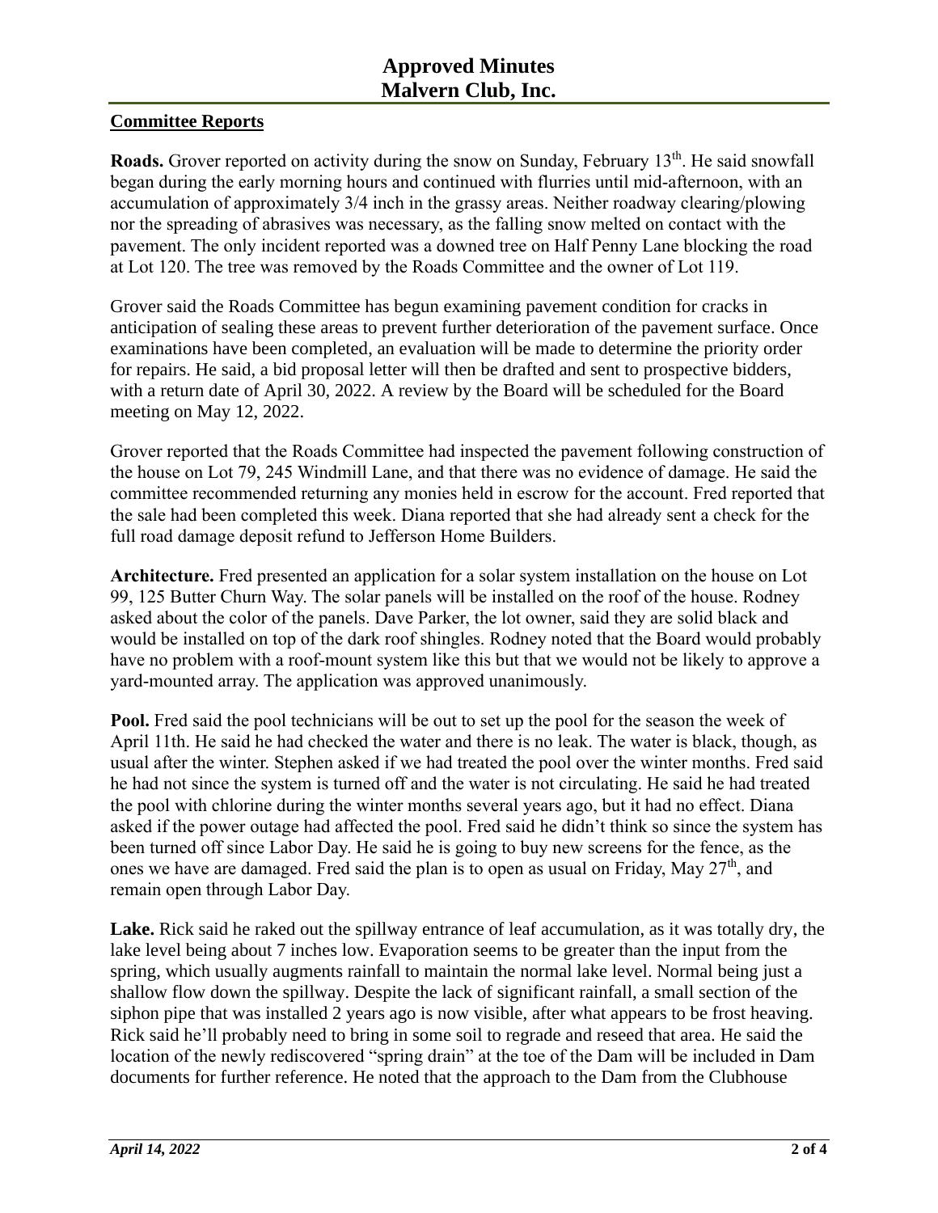## Committee Reports

**Roads.** Grover reported on activity during the snow on Sunday, February 13th. He said snowfall began during the early morning hours and continued with flurries until mid-afternoon, with an accumulation of approximately 3/4 inch in the grassy areas. Neither roadway clearing/plowing nor the spreading of abrasives was necessary, as the falling snow melted on contact with the pavement. The only incident reported was a downed tree on Half Penny Lane blocking the road at Lot 120. The tree was removed by the Roads Committee and the owner of Lot 119.

Grover said the Roads Committee has begun examining pavement condition for cracks in anticipation of sealing these areas to prevent further deterioration of the pavement surface. Once examinations have been completed, an evaluation will be made to determine the priority order for repairs. He said, a bid proposal letter will then be drafted and sent to prospective bidders, with a return date of April 30, 2022. A review by the Board will be scheduled for the Board meeting on May 12, 2022.

Grover reported that the Roads Committee had inspected the pavement following construction of the house on Lot 79, 245 Windmill Lane, and that there was no evidence of damage. He said the committee recommended returning any monies held in escrow for the account. Fred reported that the sale had been completed this week. Diana reported that she had already sent a check for the full road damage deposit refund to Jefferson Home Builders.

**Architecture.** Fred presented an application for a solar system installation on the house on Lot 99, 125 Butter Churn Way. The solar panels will be installed on the roof of the house. Rodney asked about the color of the panels. Dave Parker, the lot owner, said they are solid black and would be installed on top of the dark roof shingles. Rodney noted that the Board would probably have no problem with a roof-mount system like this but that we would not be likely to approve a yard-mounted array. The application was approved unanimously.

**Pool.** Fred said the pool technicians will be out to set up the pool for the season the week of April 11th. He said he had checked the water and there is no leak. The water is black, though, as usual after the winter. Stephen asked if we had treated the pool over the winter months. Fred said he had not since the system is turned off and the water is not circulating. He said he had treated the pool with chlorine during the winter months several years ago, but it had no effect. Diana asked if the power outage had affected the pool. Fred said he didn't think so since the system has been turned off since Labor Day. He said he is going to buy new screens for the fence, as the ones we have are damaged. Fred said the plan is to open as usual on Friday, May 27th, and remain open through Labor Day.

**Lake.** Rick said he raked out the spillway entrance of leaf accumulation, as it was totally dry, the lake level being about 7 inches low. Evaporation seems to be greater than the input from the spring, which usually augments rainfall to maintain the normal lake level. Normal being just a shallow flow down the spillway. Despite the lack of significant rainfall, a small section of the siphon pipe that was installed 2 years ago is now visible, after what appears to be frost heaving. Rick said he'll probably need to bring in some soil to regrade and reseed that area. He said the location of the newly rediscovered "spring drain" at the toe of the Dam will be included in Dam documents for further reference. He noted that the approach to the Dam from the Clubhouse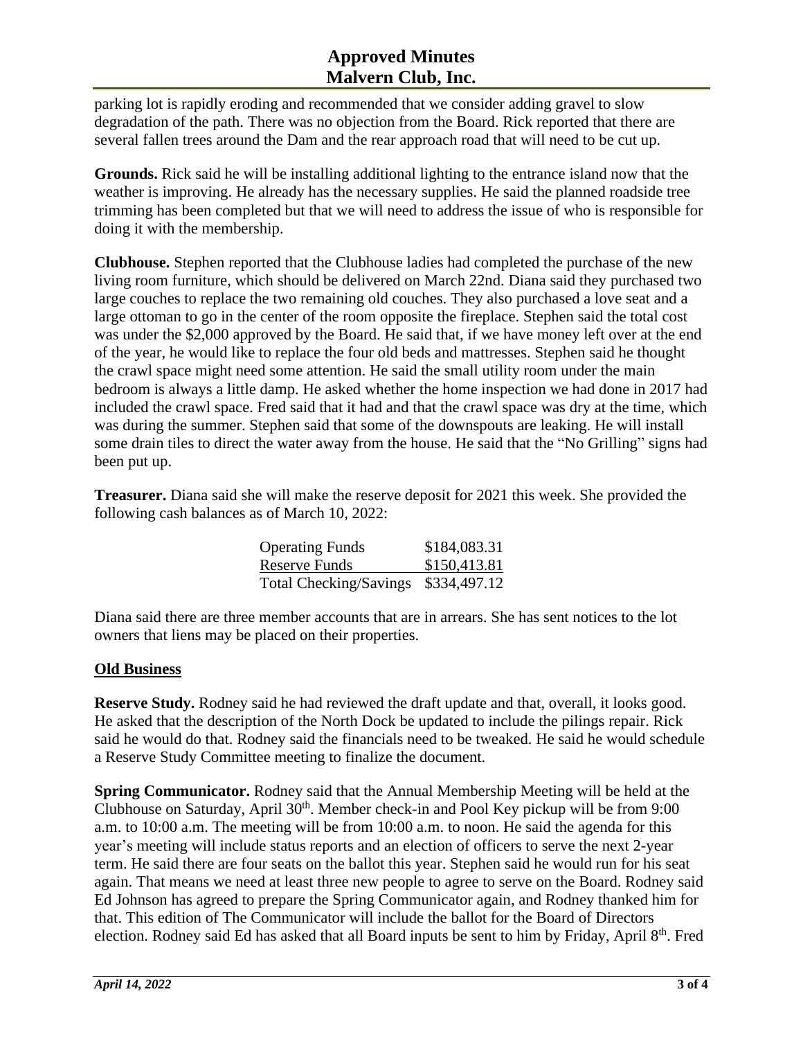parking lot is rapidly eroding and recommended that we consider adding gravel to slow degradation of the path. There was no objection from the Board. Rick reported that there are several fallen trees around the Dam and the rear approach road that will need to be cut up.

**Grounds.** Rick said he will be installing additional lighting to the entrance island now that the weather is improving. He already has the necessary supplies. He said the planned roadside tree trimming has been completed but that we will need to address the issue of who is responsible for doing it with the membership.

**Clubhouse.** Stephen reported that the Clubhouse ladies had completed the purchase of the new living room furniture, which should be delivered on March 22nd. Diana said they purchased two large couches to replace the two remaining old couches. They also purchased a love seat and a large ottoman to go in the center of the room opposite the fireplace. Stephen said the total cost was under the $2,000 approved by the Board. He said that, if we have money left over at the end of the year, he would like to replace the four old beds and mattresses. Stephen said he thought the crawl space might need some attention. He said the small utility room under the main bedroom is always a little damp. He asked whether the home inspection we had done in 2017 had included the crawl space. Fred said that it had and that the crawl space was dry at the time, which was during the summer. Stephen said that some of the downspouts are leaking. He will install some drain tiles to direct the water away from the house. He said that the "No Grilling" signs had been put up.

**Treasurer.** Diana said she will make the reserve deposit for 2021 this week. She provided the following cash balances as of March 10, 2022:

| | |
|---|---|
| Operating Funds | $184,083.31 |
| Reserve Funds | $150,413.81 |
| Total Checking/Savings | $334,497.12 |

Diana said there are three member accounts that are in arrears. She has sent notices to the lot owners that liens may be placed on their properties.

## Old Business

**Reserve Study.** Rodney said he had reviewed the draft update and that, overall, it looks good. He asked that the description of the North Dock be updated to include the pilings repair. Rick said he would do that. Rodney said the financials need to be tweaked. He said he would schedule a Reserve Study Committee meeting to finalize the document.

**Spring Communicator.** Rodney said that the Annual Membership Meeting will be held at the Clubhouse on Saturday, April 30th. Member check-in and Pool Key pickup will be from 9:00 a.m. to 10:00 a.m. The meeting will be from 10:00 a.m. to noon. He said the agenda for this year's meeting will include status reports and an election of officers to serve the next 2-year term. He said there are four seats on the ballot this year. Stephen said he would run for his seat again. That means we need at least three new people to agree to serve on the Board. Rodney said Ed Johnson has agreed to prepare the Spring Communicator again, and Rodney thanked him for that. This edition of The Communicator will include the ballot for the Board of Directors election. Rodney said Ed has asked that all Board inputs be sent to him by Friday, April 8th. Fred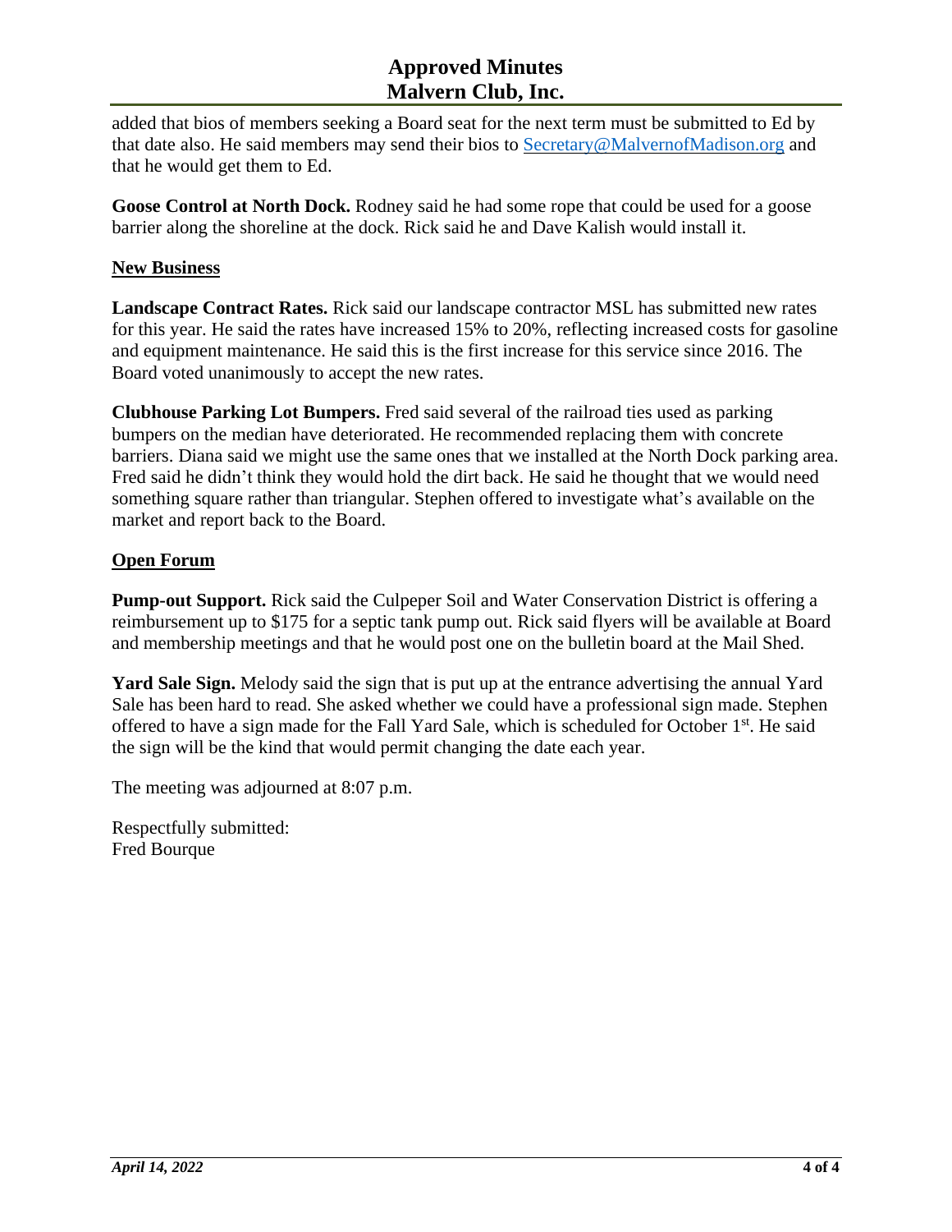added that bios of members seeking a Board seat for the next term must be submitted to Ed by that date also. He said members may send their bios to Secretary@MalvernofMadison.org and that he would get them to Ed.

**Goose Control at North Dock.** Rodney said he had some rope that could be used for a goose barrier along the shoreline at the dock. Rick said he and Dave Kalish would install it.

## New Business

**Landscape Contract Rates.** Rick said our landscape contractor MSL has submitted new rates for this year. He said the rates have increased 15% to 20%, reflecting increased costs for gasoline and equipment maintenance. He said this is the first increase for this service since 2016. The Board voted unanimously to accept the new rates.

**Clubhouse Parking Lot Bumpers.** Fred said several of the railroad ties used as parking bumpers on the median have deteriorated. He recommended replacing them with concrete barriers. Diana said we might use the same ones that we installed at the North Dock parking area. Fred said he didn't think they would hold the dirt back. He said he thought that we would need something square rather than triangular. Stephen offered to investigate what's available on the market and report back to the Board.

## Open Forum

**Pump-out Support.** Rick said the Culpeper Soil and Water Conservation District is offering a reimbursement up to $175 for a septic tank pump out. Rick said flyers will be available at Board and membership meetings and that he would post one on the bulletin board at the Mail Shed.

**Yard Sale Sign.** Melody said the sign that is put up at the entrance advertising the annual Yard Sale has been hard to read. She asked whether we could have a professional sign made. Stephen offered to have a sign made for the Fall Yard Sale, which is scheduled for October 1st. He said the sign will be the kind that would permit changing the date each year.

The meeting was adjourned at 8:07 p.m.

Respectfully submitted:
Fred Bourque